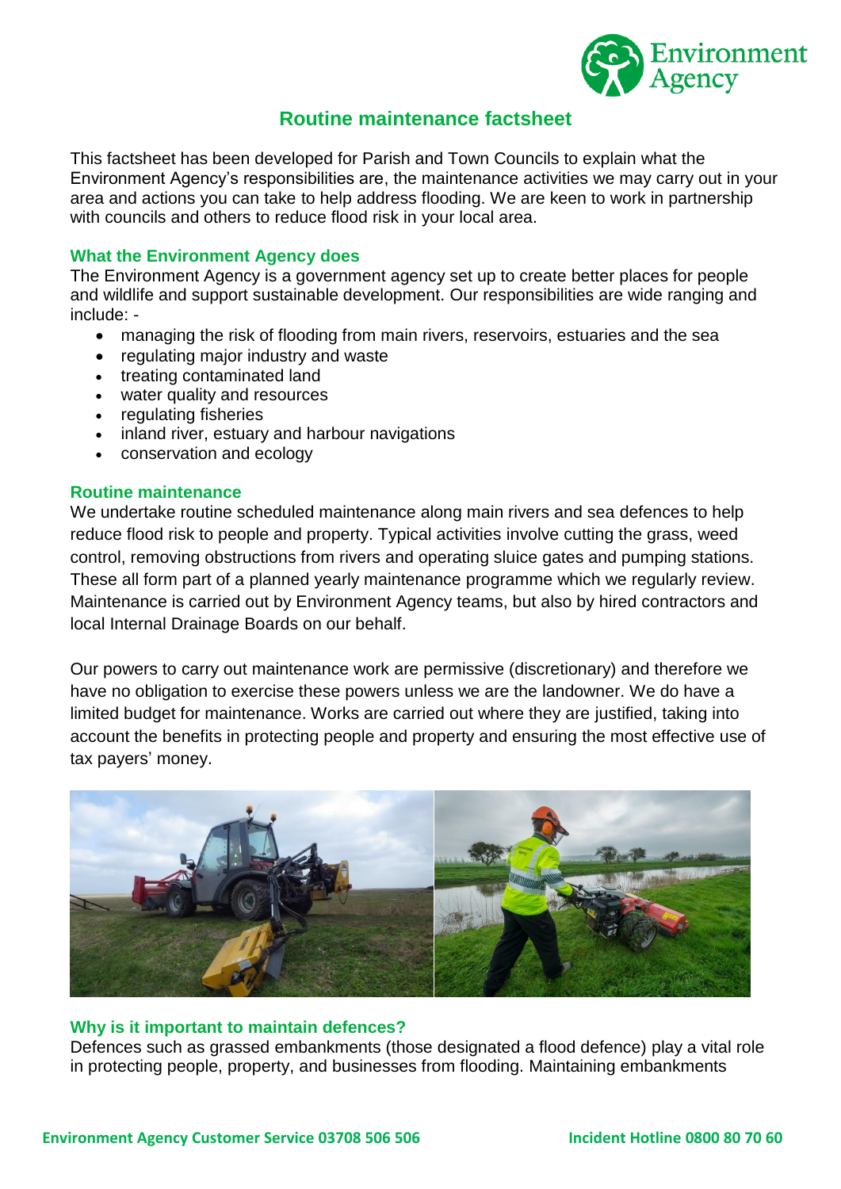# Routine maintenance factsheet

This factsheet has been developed for Parish and Town Councils to explain what the Environment Agency's responsibilities are, the maintenance activities we may carry out in your area and actions you can take to help address flooding. We are keen to work in partnership with councils and others to reduce flood risk in your local area.

## What the Environment Agency does

The Environment Agency is a government agency set up to create better places for people and wildlife and support sustainable development. Our responsibilities are wide ranging and include: -

- managing the risk of flooding from main rivers, reservoirs, estuaries and the sea
- regulating major industry and waste
- treating contaminated land
- water quality and resources
- regulating fisheries
- inland river, estuary and harbour navigations
- conservation and ecology

## Routine maintenance

We undertake routine scheduled maintenance along main rivers and sea defences to help reduce flood risk to people and property. Typical activities involve cutting the grass, weed control, removing obstructions from rivers and operating sluice gates and pumping stations. These all form part of a planned yearly maintenance programme which we regularly review. Maintenance is carried out by Environment Agency teams, but also by hired contractors and local Internal Drainage Boards on our behalf.

Our powers to carry out maintenance work are permissive (discretionary) and therefore we have no obligation to exercise these powers unless we are the landowner. We do have a limited budget for maintenance. Works are carried out where they are justified, taking into account the benefits in protecting people and property and ensuring the most effective use of tax payers' money.

## Why is it important to maintain defences?

Defences such as grassed embankments (those designated a flood defence) play a vital role in protecting people, property, and businesses from flooding. Maintaining embankments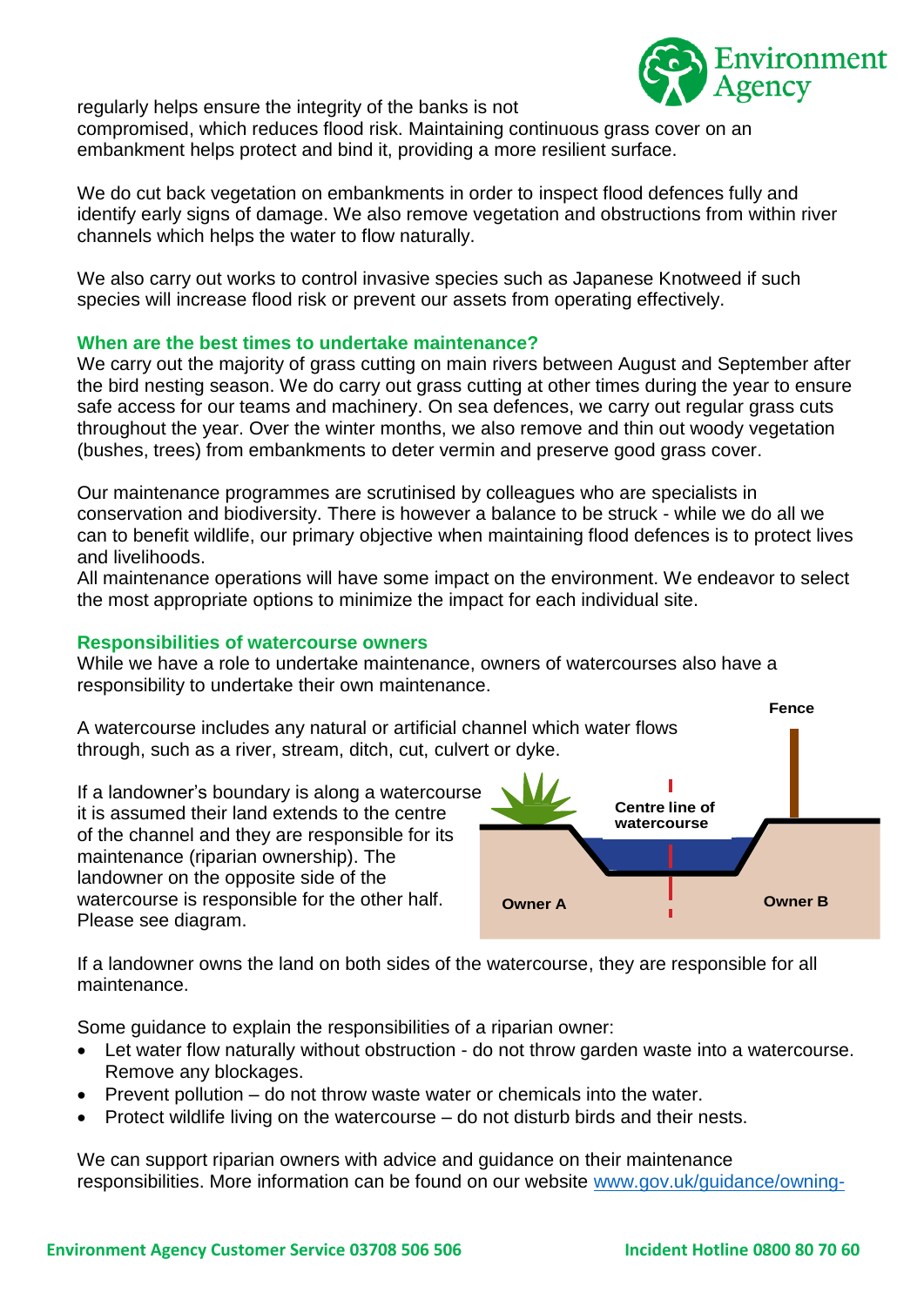regularly helps ensure the integrity of the banks is not compromised, which reduces flood risk. Maintaining continuous grass cover on an embankment helps protect and bind it, providing a more resilient surface.

We do cut back vegetation on embankments in order to inspect flood defences fully and identify early signs of damage. We also remove vegetation and obstructions from within river channels which helps the water to flow naturally.

We also carry out works to control invasive species such as Japanese Knotweed if such species will increase flood risk or prevent our assets from operating effectively.

## When are the best times to undertake maintenance?

We carry out the majority of grass cutting on main rivers between August and September after the bird nesting season. We do carry out grass cutting at other times during the year to ensure safe access for our teams and machinery. On sea defences, we carry out regular grass cuts throughout the year. Over the winter months, we also remove and thin out woody vegetation (bushes, trees) from embankments to deter vermin and preserve good grass cover.

Our maintenance programmes are scrutinised by colleagues who are specialists in conservation and biodiversity. There is however a balance to be struck - while we do all we can to benefit wildlife, our primary objective when maintaining flood defences is to protect lives and livelihoods.
All maintenance operations will have some impact on the environment. We endeavor to select the most appropriate options to minimize the impact for each individual site.

## Responsibilities of watercourse owners

While we have a role to undertake maintenance, owners of watercourses also have a responsibility to undertake their own maintenance.

A watercourse includes any natural or artificial channel which water flows through, such as a river, stream, ditch, cut, culvert or dyke.

If a landowner's boundary is along a watercourse it is assumed their land extends to the centre of the channel and they are responsible for its maintenance (riparian ownership). The landowner on the opposite side of the watercourse is responsible for the other half. Please see diagram.

Fence

Centre line of watercourse

Owner A

Owner B

If a landowner owns the land on both sides of the watercourse, they are responsible for all maintenance.

Some guidance to explain the responsibilities of a riparian owner:

- Let water flow naturally without obstruction - do not throw garden waste into a watercourse. Remove any blockages.
- Prevent pollution – do not throw waste water or chemicals into the water.
- Protect wildlife living on the watercourse – do not disturb birds and their nests.

We can support riparian owners with advice and guidance on their maintenance responsibilities. More information can be found on our website [www.gov.uk/guidance/owning-](www.gov.uk/guidance/owning-)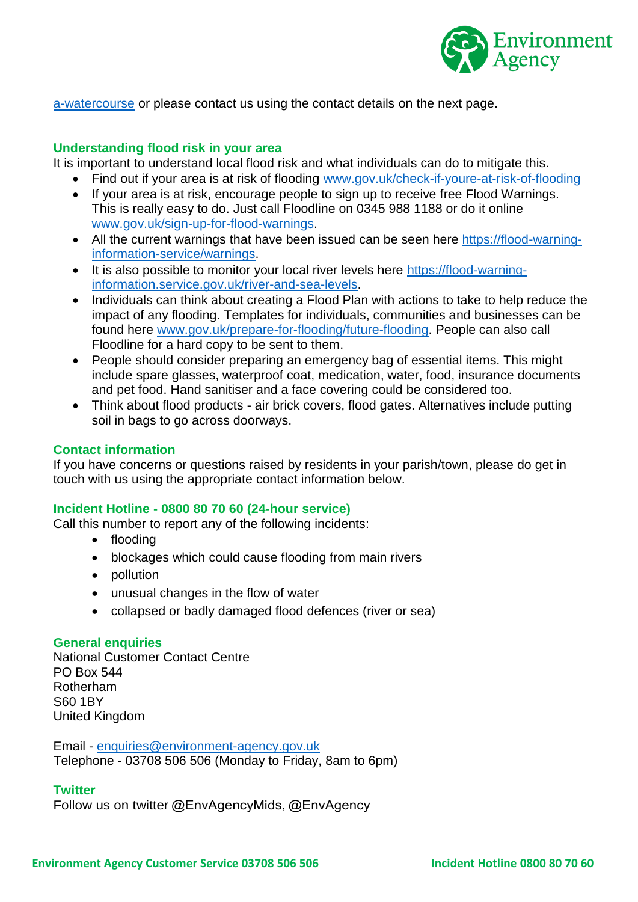a-watercourse or please contact us using the contact details on the next page.

### Understanding flood risk in your area

It is important to understand local flood risk and what individuals can do to mitigate this.

- Find out if your area is at risk of flooding www.gov.uk/check-if-youre-at-risk-of-flooding
- If your area is at risk, encourage people to sign up to receive free Flood Warnings. This is really easy to do. Just call Floodline on 0345 988 1188 or do it online www.gov.uk/sign-up-for-flood-warnings.
- All the current warnings that have been issued can be seen here https://flood-warning-information-service/warnings.
- It is also possible to monitor your local river levels here https://flood-warning-information.service.gov.uk/river-and-sea-levels.
- Individuals can think about creating a Flood Plan with actions to take to help reduce the impact of any flooding. Templates for individuals, communities and businesses can be found here www.gov.uk/prepare-for-flooding/future-flooding. People can also call Floodline for a hard copy to be sent to them.
- People should consider preparing an emergency bag of essential items. This might include spare glasses, waterproof coat, medication, water, food, insurance documents and pet food. Hand sanitiser and a face covering could be considered too.
- Think about flood products - air brick covers, flood gates. Alternatives include putting soil in bags to go across doorways.

### Contact information

If you have concerns or questions raised by residents in your parish/town, please do get in touch with us using the appropriate contact information below.

### Incident Hotline - 0800 80 70 60 (24-hour service)

Call this number to report any of the following incidents:

- flooding
- blockages which could cause flooding from main rivers
- pollution
- unusual changes in the flow of water
- collapsed or badly damaged flood defences (river or sea)

### General enquiries

National Customer Contact Centre
PO Box 544
Rotherham
S60 1BY
United Kingdom

Email - enquiries@environment-agency.gov.uk
Telephone - 03708 506 506 (Monday to Friday, 8am to 6pm)

### Twitter

Follow us on twitter @EnvAgencyMids, @EnvAgency